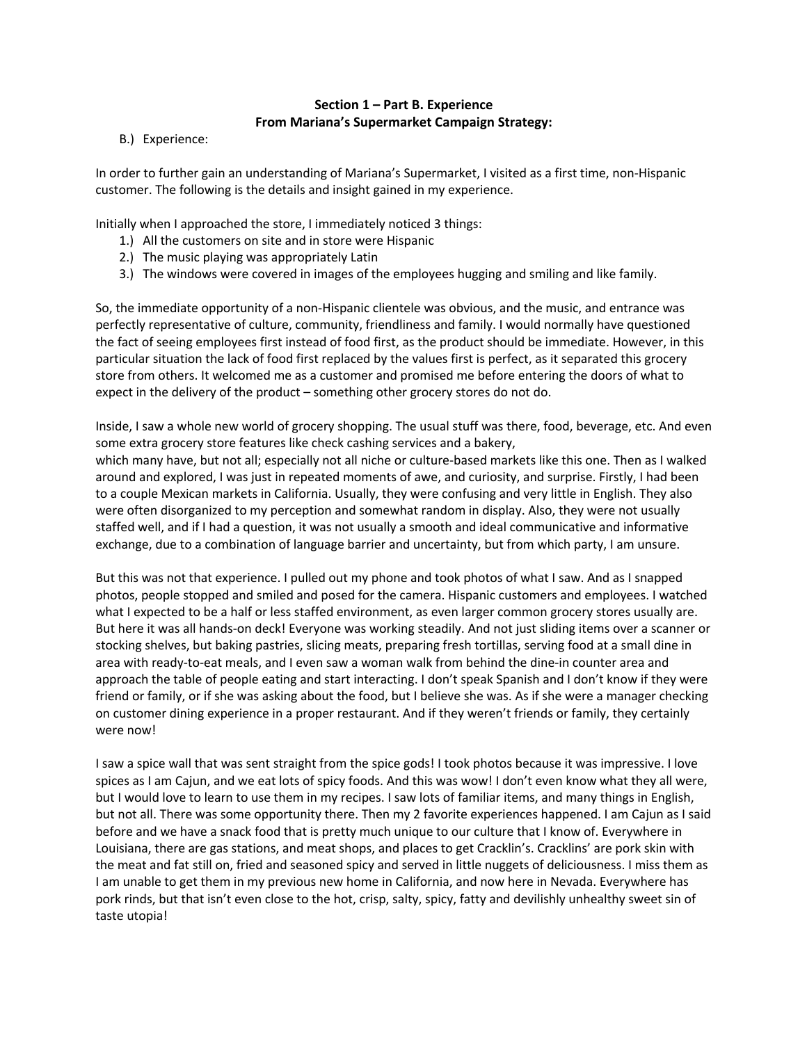**Section 1 – Part B. Experience**
**From Mariana's Supermarket Campaign Strategy:**

B.) Experience:

In order to further gain an understanding of Mariana's Supermarket, I visited as a first time, non-Hispanic customer. The following is the details and insight gained in my experience.

Initially when I approached the store, I immediately noticed 3 things:

1.) All the customers on site and in store were Hispanic
2.) The music playing was appropriately Latin
3.) The windows were covered in images of the employees hugging and smiling and like family.

So, the immediate opportunity of a non-Hispanic clientele was obvious, and the music, and entrance was perfectly representative of culture, community, friendliness and family. I would normally have questioned the fact of seeing employees first instead of food first, as the product should be immediate. However, in this particular situation the lack of food first replaced by the values first is perfect, as it separated this grocery store from others. It welcomed me as a customer and promised me before entering the doors of what to expect in the delivery of the product – something other grocery stores do not do.

Inside, I saw a whole new world of grocery shopping. The usual stuff was there, food, beverage, etc. And even some extra grocery store features like check cashing services and a bakery,
which many have, but not all; especially not all niche or culture-based markets like this one. Then as I walked around and explored, I was just in repeated moments of awe, and curiosity, and surprise. Firstly, I had been to a couple Mexican markets in California. Usually, they were confusing and very little in English. They also were often disorganized to my perception and somewhat random in display. Also, they were not usually staffed well, and if I had a question, it was not usually a smooth and ideal communicative and informative exchange, due to a combination of language barrier and uncertainty, but from which party, I am unsure.

But this was not that experience. I pulled out my phone and took photos of what I saw. And as I snapped photos, people stopped and smiled and posed for the camera. Hispanic customers and employees. I watched what I expected to be a half or less staffed environment, as even larger common grocery stores usually are. But here it was all hands-on deck! Everyone was working steadily. And not just sliding items over a scanner or stocking shelves, but baking pastries, slicing meats, preparing fresh tortillas, serving food at a small dine in area with ready-to-eat meals, and I even saw a woman walk from behind the dine-in counter area and approach the table of people eating and start interacting. I don't speak Spanish and I don't know if they were friend or family, or if she was asking about the food, but I believe she was. As if she were a manager checking on customer dining experience in a proper restaurant. And if they weren't friends or family, they certainly were now!

I saw a spice wall that was sent straight from the spice gods! I took photos because it was impressive. I love spices as I am Cajun, and we eat lots of spicy foods. And this was wow! I don't even know what they all were, but I would love to learn to use them in my recipes. I saw lots of familiar items, and many things in English, but not all. There was some opportunity there. Then my 2 favorite experiences happened. I am Cajun as I said before and we have a snack food that is pretty much unique to our culture that I know of. Everywhere in Louisiana, there are gas stations, and meat shops, and places to get Cracklin's. Cracklins' are pork skin with the meat and fat still on, fried and seasoned spicy and served in little nuggets of deliciousness. I miss them as I am unable to get them in my previous new home in California, and now here in Nevada. Everywhere has pork rinds, but that isn't even close to the hot, crisp, salty, spicy, fatty and devilishly unhealthy sweet sin of taste utopia!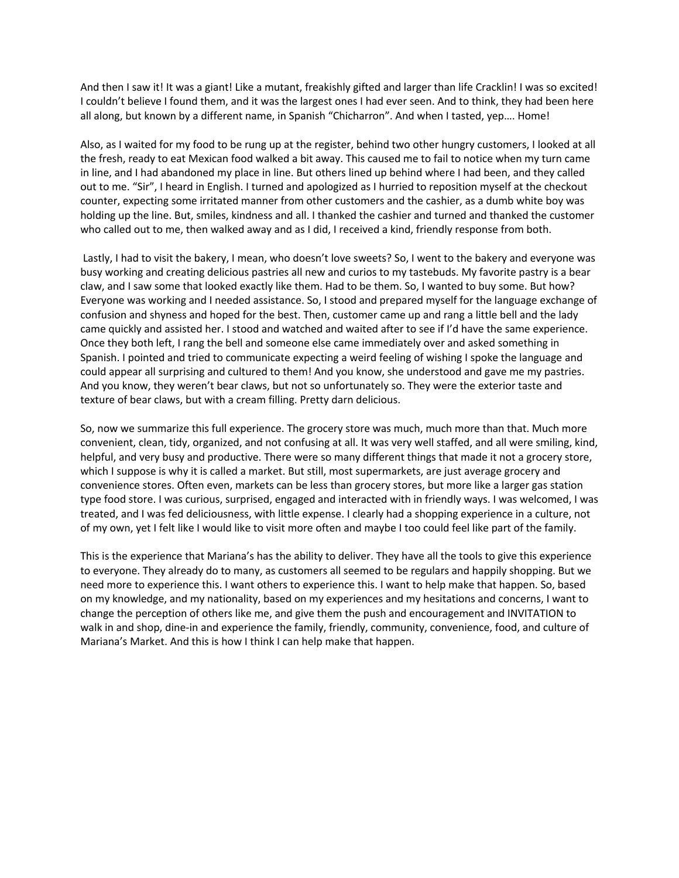And then I saw it! It was a giant! Like a mutant, freakishly gifted and larger than life Cracklin! I was so excited! I couldn't believe I found them, and it was the largest ones I had ever seen. And to think, they had been here all along, but known by a different name, in Spanish "Chicharron". And when I tasted, yep…. Home!

Also, as I waited for my food to be rung up at the register, behind two other hungry customers, I looked at all the fresh, ready to eat Mexican food walked a bit away. This caused me to fail to notice when my turn came in line, and I had abandoned my place in line. But others lined up behind where I had been, and they called out to me. "Sir", I heard in English. I turned and apologized as I hurried to reposition myself at the checkout counter, expecting some irritated manner from other customers and the cashier, as a dumb white boy was holding up the line. But, smiles, kindness and all. I thanked the cashier and turned and thanked the customer who called out to me, then walked away and as I did, I received a kind, friendly response from both.

Lastly, I had to visit the bakery, I mean, who doesn't love sweets? So, I went to the bakery and everyone was busy working and creating delicious pastries all new and curios to my tastebuds. My favorite pastry is a bear claw, and I saw some that looked exactly like them. Had to be them. So, I wanted to buy some. But how? Everyone was working and I needed assistance. So, I stood and prepared myself for the language exchange of confusion and shyness and hoped for the best. Then, customer came up and rang a little bell and the lady came quickly and assisted her. I stood and watched and waited after to see if I'd have the same experience. Once they both left, I rang the bell and someone else came immediately over and asked something in Spanish. I pointed and tried to communicate expecting a weird feeling of wishing I spoke the language and could appear all surprising and cultured to them! And you know, she understood and gave me my pastries. And you know, they weren't bear claws, but not so unfortunately so. They were the exterior taste and texture of bear claws, but with a cream filling. Pretty darn delicious.

So, now we summarize this full experience. The grocery store was much, much more than that. Much more convenient, clean, tidy, organized, and not confusing at all. It was very well staffed, and all were smiling, kind, helpful, and very busy and productive. There were so many different things that made it not a grocery store, which I suppose is why it is called a market. But still, most supermarkets, are just average grocery and convenience stores. Often even, markets can be less than grocery stores, but more like a larger gas station type food store. I was curious, surprised, engaged and interacted with in friendly ways. I was welcomed, I was treated, and I was fed deliciousness, with little expense. I clearly had a shopping experience in a culture, not of my own, yet I felt like I would like to visit more often and maybe I too could feel like part of the family.

This is the experience that Mariana's has the ability to deliver. They have all the tools to give this experience to everyone. They already do to many, as customers all seemed to be regulars and happily shopping. But we need more to experience this. I want others to experience this. I want to help make that happen. So, based on my knowledge, and my nationality, based on my experiences and my hesitations and concerns, I want to change the perception of others like me, and give them the push and encouragement and INVITATION to walk in and shop, dine-in and experience the family, friendly, community, convenience, food, and culture of Mariana's Market. And this is how I think I can help make that happen.